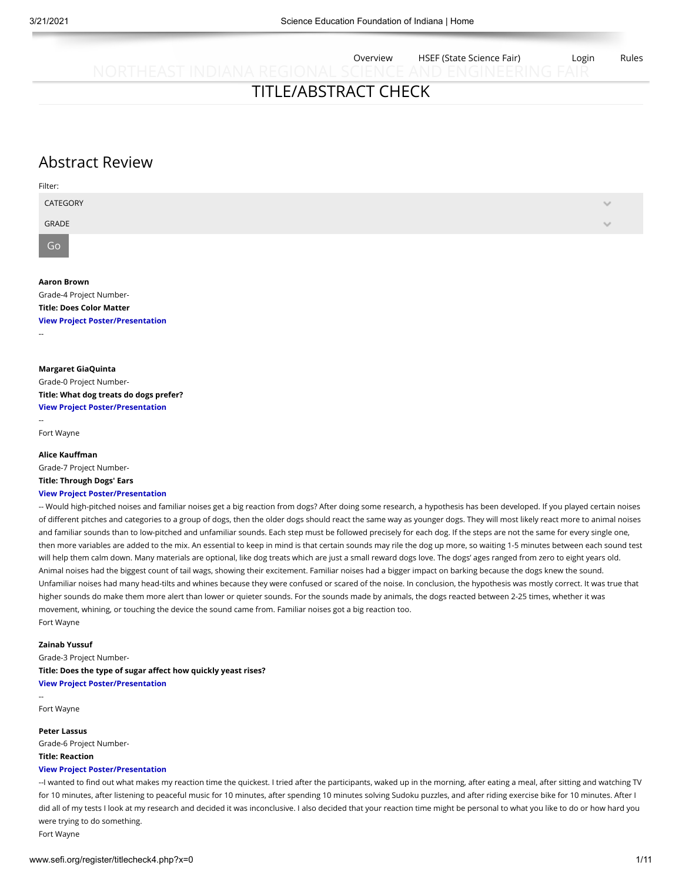Overview HSEF (State Science Fair) Login Rules

NORTHEAST INDIANA REGIONAL SCIENCE AND ENGINEERING FAIR

# TITLE/ABSTRACT CHECK

## Abstract Review

Filter:

CATEGORY

GRADE

Go

**Aaron Brown**
Grade-4 Project Number-
**Title: Does Color Matter**
**View Project Poster/Presentation**
--

**Margaret GiaQuinta**
Grade-0 Project Number-
**Title: What dog treats do dogs prefer?**
**View Project Poster/Presentation**
--
Fort Wayne

**Alice Kauffman**
Grade-7 Project Number-
**Title: Through Dogs' Ears**
**View Project Poster/Presentation**
-- Would high-pitched noises and familiar noises get a big reaction from dogs? After doing some research, a hypothesis has been developed. If you played certain noises of different pitches and categories to a group of dogs, then the older dogs should react the same way as younger dogs. They will most likely react more to animal noises and familiar sounds than to low-pitched and unfamiliar sounds. Each step must be followed precisely for each dog. If the steps are not the same for every single one, then more variables are added to the mix. An essential to keep in mind is that certain sounds may rile the dog up more, so waiting 1-5 minutes between each sound test will help them calm down. Many materials are optional, like dog treats which are just a small reward dogs love. The dogs' ages ranged from zero to eight years old. Animal noises had the biggest count of tail wags, showing their excitement. Familiar noises had a bigger impact on barking because the dogs knew the sound. Unfamiliar noises had many head-tilts and whines because they were confused or scared of the noise. In conclusion, the hypothesis was mostly correct. It was true that higher sounds do make them more alert than lower or quieter sounds. For the sounds made by animals, the dogs reacted between 2-25 times, whether it was movement, whining, or touching the device the sound came from. Familiar noises got a big reaction too.
Fort Wayne

**Zainab Yussuf**
Grade-3 Project Number-
**Title: Does the type of sugar affect how quickly yeast rises?**
**View Project Poster/Presentation**
--
Fort Wayne

**Peter Lassus**
Grade-6 Project Number-
**Title: Reaction**
**View Project Poster/Presentation**
--I wanted to find out what makes my reaction time the quickest. I tried after the participants, waked up in the morning, after eating a meal, after sitting and watching TV for 10 minutes, after listening to peaceful music for 10 minutes, after spending 10 minutes solving Sudoku puzzles, and after riding exercise bike for 10 minutes. After I did all of my tests I look at my research and decided it was inconclusive. I also decided that your reaction time might be personal to what you like to do or how hard you were trying to do something.
Fort Wayne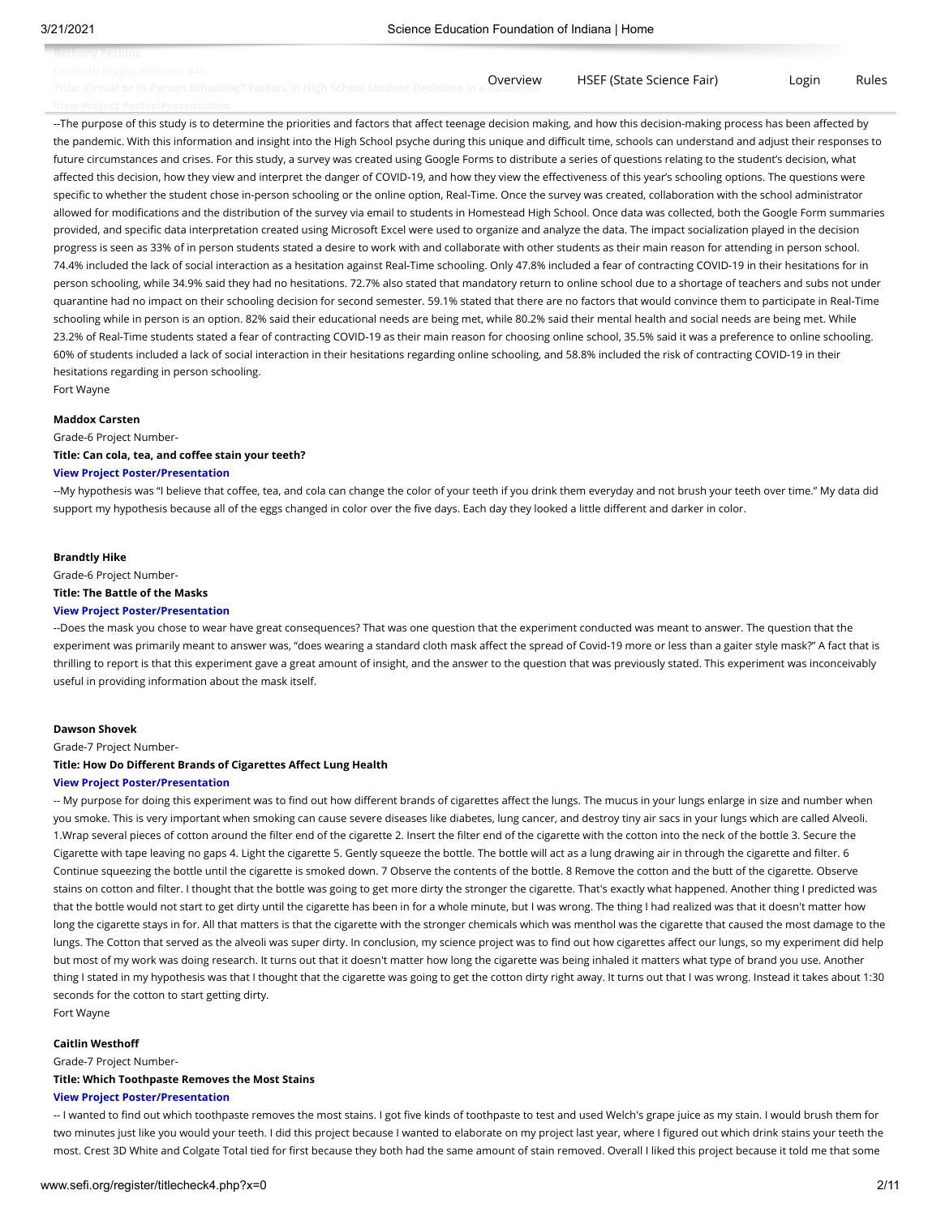Bethany Perkins

Grade-10 Project Number- 345

**Title: Virtual or In-Person Schooling? Factors in High School Student Decisions in a Pandemic**

**View Project Poster/Presentation**

--The purpose of this study is to determine the priorities and factors that affect teenage decision making, and how this decision-making process has been affected by the pandemic. With this information and insight into the High School psyche during this unique and difficult time, schools can understand and adjust their responses to future circumstances and crises. For this study, a survey was created using Google Forms to distribute a series of questions relating to the student's decision, what affected this decision, how they view and interpret the danger of COVID-19, and how they view the effectiveness of this year's schooling options. The questions were specific to whether the student chose in-person schooling or the online option, Real-Time. Once the survey was created, collaboration with the school administrator allowed for modifications and the distribution of the survey via email to students in Homestead High School. Once data was collected, both the Google Form summaries provided, and specific data interpretation created using Microsoft Excel were used to organize and analyze the data. The impact socialization played in the decision progress is seen as 33% of in person students stated a desire to work with and collaborate with other students as their main reason for attending in person school. 74.4% included the lack of social interaction as a hesitation against Real-Time schooling. Only 47.8% included a fear of contracting COVID-19 in their hesitations for in person schooling, while 34.9% said they had no hesitations. 72.7% also stated that mandatory return to online school due to a shortage of teachers and subs not under quarantine had no impact on their schooling decision for second semester. 59.1% stated that there are no factors that would convince them to participate in Real-Time schooling while in person is an option. 82% said their educational needs are being met, while 80.2% said their mental health and social needs are being met. While 23.2% of Real-Time students stated a fear of contracting COVID-19 as their main reason for choosing online school, 35.5% said it was a preference to online schooling. 60% of students included a lack of social interaction in their hesitations regarding online schooling, and 58.8% included the risk of contracting COVID-19 in their hesitations regarding in person schooling.

Fort Wayne

**Maddox Carsten**

Grade-6 Project Number-

**Title: Can cola, tea, and coffee stain your teeth?**

**View Project Poster/Presentation**

--My hypothesis was "I believe that coffee, tea, and cola can change the color of your teeth if you drink them everyday and not brush your teeth over time." My data did support my hypothesis because all of the eggs changed in color over the five days. Each day they looked a little different and darker in color.

**Brandtly Hike**

Grade-6 Project Number-

**Title: The Battle of the Masks**

**View Project Poster/Presentation**

--Does the mask you chose to wear have great consequences? That was one question that the experiment conducted was meant to answer. The question that the experiment was primarily meant to answer was, "does wearing a standard cloth mask affect the spread of Covid-19 more or less than a gaiter style mask?" A fact that is thrilling to report is that this experiment gave a great amount of insight, and the answer to the question that was previously stated. This experiment was inconceivably useful in providing information about the mask itself.

**Dawson Shovek**

Grade-7 Project Number-

**Title: How Do Different Brands of Cigarettes Affect Lung Health**

**View Project Poster/Presentation**

-- My purpose for doing this experiment was to find out how different brands of cigarettes affect the lungs. The mucus in your lungs enlarge in size and number when you smoke. This is very important when smoking can cause severe diseases like diabetes, lung cancer, and destroy tiny air sacs in your lungs which are called Alveoli. 1.Wrap several pieces of cotton around the filter end of the cigarette 2. Insert the filter end of the cigarette with the cotton into the neck of the bottle 3. Secure the Cigarette with tape leaving no gaps 4. Light the cigarette 5. Gently squeeze the bottle. The bottle will act as a lung drawing air in through the cigarette and filter. 6 Continue squeezing the bottle until the cigarette is smoked down. 7 Observe the contents of the bottle. 8 Remove the cotton and the butt of the cigarette. Observe stains on cotton and filter. I thought that the bottle was going to get more dirty the stronger the cigarette. That's exactly what happened. Another thing I predicted was that the bottle would not start to get dirty until the cigarette has been in for a whole minute, but I was wrong. The thing I had realized was that it doesn't matter how long the cigarette stays in for. All that matters is that the cigarette with the stronger chemicals which was menthol was the cigarette that caused the most damage to the lungs. The Cotton that served as the alveoli was super dirty. In conclusion, my science project was to find out how cigarettes affect our lungs, so my experiment did help but most of my work was doing research. It turns out that it doesn't matter how long the cigarette was being inhaled it matters what type of brand you use. Another thing I stated in my hypothesis was that I thought that the cigarette was going to get the cotton dirty right away. It turns out that I was wrong. Instead it takes about 1:30 seconds for the cotton to start getting dirty.

Fort Wayne

**Caitlin Westhoff**

Grade-7 Project Number-

**Title: Which Toothpaste Removes the Most Stains**

**View Project Poster/Presentation**

-- I wanted to find out which toothpaste removes the most stains. I got five kinds of toothpaste to test and used Welch's grape juice as my stain. I would brush them for two minutes just like you would your teeth. I did this project because I wanted to elaborate on my project last year, where I figured out which drink stains your teeth the most. Crest 3D White and Colgate Total tied for first because they both had the same amount of stain removed. Overall I liked this project because it told me that some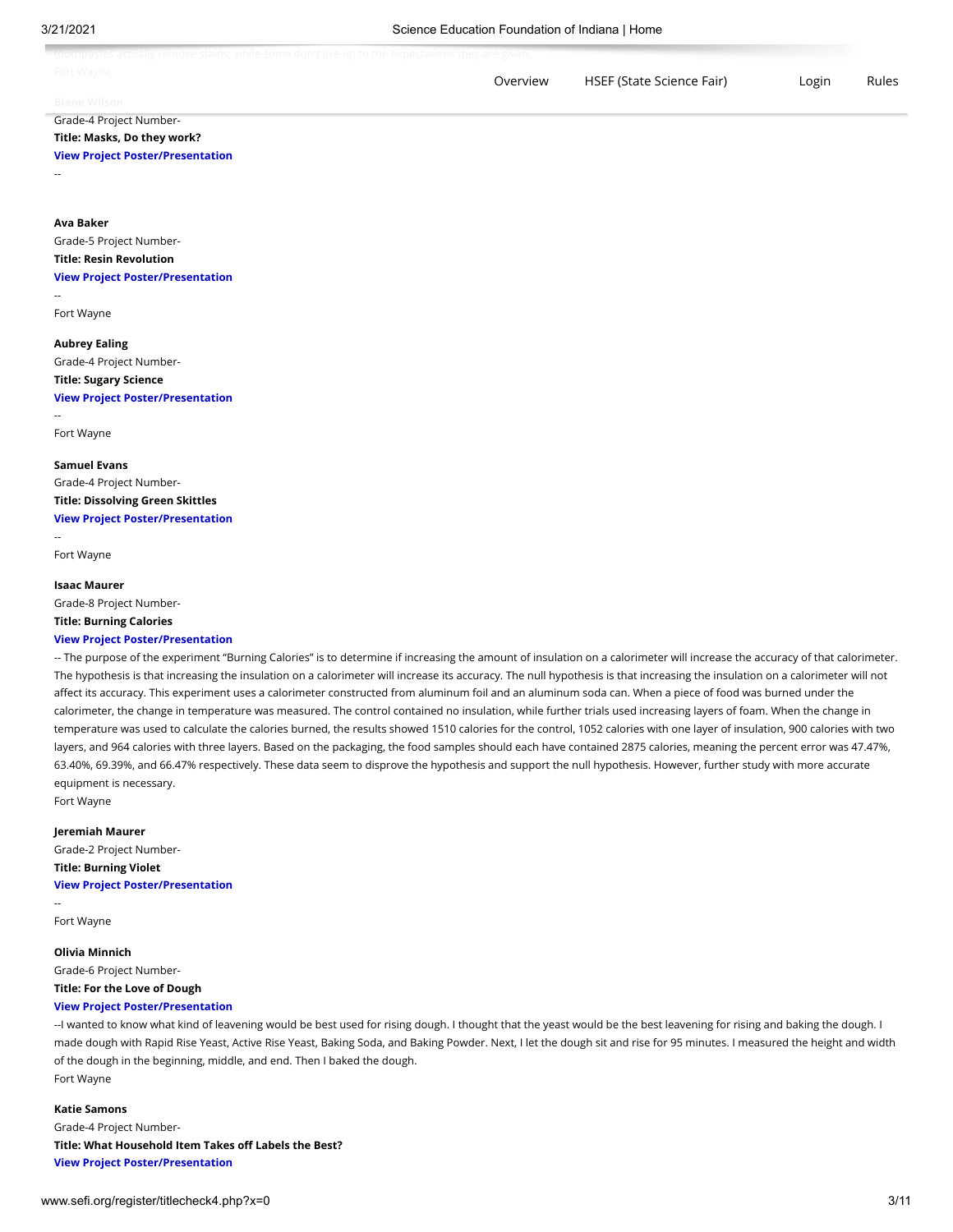toothpastes actually remove stains, while some don't live up to the expectations they are given.

Fort Wayne

**Blane Wilson**

Grade-4 Project Number-

**Title: Masks, Do they work?**

**View Project Poster/Presentation**

--

**Ava Baker**

Grade-5 Project Number-

**Title: Resin Revolution**

**View Project Poster/Presentation**

--

Fort Wayne

**Aubrey Ealing**

Grade-4 Project Number-

**Title: Sugary Science**

**View Project Poster/Presentation**

--

Fort Wayne

**Samuel Evans**

Grade-4 Project Number-

**Title: Dissolving Green Skittles**

**View Project Poster/Presentation**

--

Fort Wayne

**Isaac Maurer**

Grade-8 Project Number-

**Title: Burning Calories**

**View Project Poster/Presentation**

-- The purpose of the experiment "Burning Calories" is to determine if increasing the amount of insulation on a calorimeter will increase the accuracy of that calorimeter. The hypothesis is that increasing the insulation on a calorimeter will increase its accuracy. The null hypothesis is that increasing the insulation on a calorimeter will not affect its accuracy. This experiment uses a calorimeter constructed from aluminum foil and an aluminum soda can. When a piece of food was burned under the calorimeter, the change in temperature was measured. The control contained no insulation, while further trials used increasing layers of foam. When the change in temperature was used to calculate the calories burned, the results showed 1510 calories for the control, 1052 calories with one layer of insulation, 900 calories with two layers, and 964 calories with three layers. Based on the packaging, the food samples should each have contained 2875 calories, meaning the percent error was 47.47%, 63.40%, 69.39%, and 66.47% respectively. These data seem to disprove the hypothesis and support the null hypothesis. However, further study with more accurate equipment is necessary.

Fort Wayne

**Jeremiah Maurer**

Grade-2 Project Number-

**Title: Burning Violet**

**View Project Poster/Presentation**

--

Fort Wayne

**Olivia Minnich**

Grade-6 Project Number-

**Title: For the Love of Dough**

**View Project Poster/Presentation**

--I wanted to know what kind of leavening would be best used for rising dough. I thought that the yeast would be the best leavening for rising and baking the dough. I made dough with Rapid Rise Yeast, Active Rise Yeast, Baking Soda, and Baking Powder. Next, I let the dough sit and rise for 95 minutes. I measured the height and width of the dough in the beginning, middle, and end. Then I baked the dough.

Fort Wayne

**Katie Samons**

Grade-4 Project Number-

**Title: What Household Item Takes off Labels the Best?**

**View Project Poster/Presentation**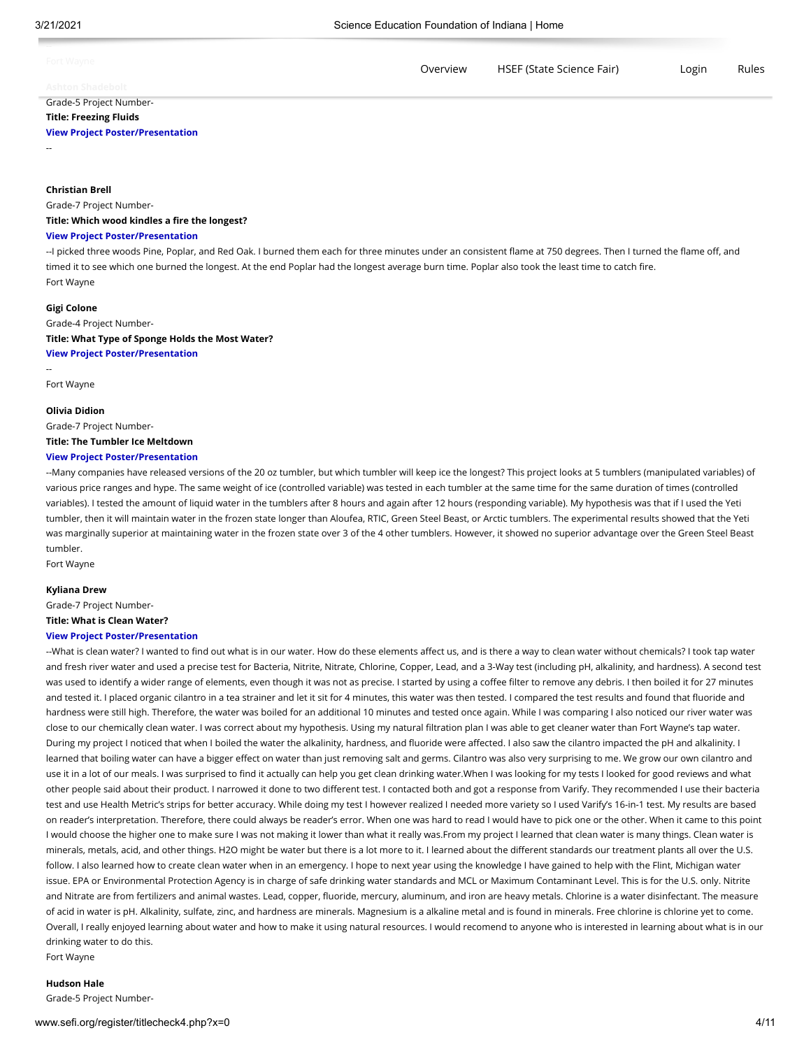Fort Wayne

**Ashton Shadebolt**

Grade-5 Project Number-

**Title: Freezing Fluids**

**View Project Poster/Presentation**

--

**Christian Brell**

Grade-7 Project Number-

**Title: Which wood kindles a fire the longest?**

**View Project Poster/Presentation**

--I picked three woods Pine, Poplar, and Red Oak. I burned them each for three minutes under an consistent flame at 750 degrees. Then I turned the flame off, and timed it to see which one burned the longest. At the end Poplar had the longest average burn time. Poplar also took the least time to catch fire.

Fort Wayne

**Gigi Colone**

Grade-4 Project Number-

**Title: What Type of Sponge Holds the Most Water?**

**View Project Poster/Presentation**

--

Fort Wayne

**Olivia Didion**

Grade-7 Project Number-

**Title: The Tumbler Ice Meltdown**

**View Project Poster/Presentation**

--Many companies have released versions of the 20 oz tumbler, but which tumbler will keep ice the longest? This project looks at 5 tumblers (manipulated variables) of various price ranges and hype. The same weight of ice (controlled variable) was tested in each tumbler at the same time for the same duration of times (controlled variables). I tested the amount of liquid water in the tumblers after 8 hours and again after 12 hours (responding variable). My hypothesis was that if I used the Yeti tumbler, then it will maintain water in the frozen state longer than Aloufea, RTIC, Green Steel Beast, or Arctic tumblers. The experimental results showed that the Yeti was marginally superior at maintaining water in the frozen state over 3 of the 4 other tumblers. However, it showed no superior advantage over the Green Steel Beast tumbler.

Fort Wayne

**Kyliana Drew**

Grade-7 Project Number-

**Title: What is Clean Water?**

**View Project Poster/Presentation**

--What is clean water? I wanted to find out what is in our water. How do these elements affect us, and is there a way to clean water without chemicals? I took tap water and fresh river water and used a precise test for Bacteria, Nitrite, Nitrate, Chlorine, Copper, Lead, and a 3-Way test (including pH, alkalinity, and hardness). A second test was used to identify a wider range of elements, even though it was not as precise. I started by using a coffee filter to remove any debris. I then boiled it for 27 minutes and tested it. I placed organic cilantro in a tea strainer and let it sit for 4 minutes, this water was then tested. I compared the test results and found that fluoride and hardness were still high. Therefore, the water was boiled for an additional 10 minutes and tested once again. While I was comparing I also noticed our river water was close to our chemically clean water. I was correct about my hypothesis. Using my natural filtration plan I was able to get cleaner water than Fort Wayne's tap water. During my project I noticed that when I boiled the water the alkalinity, hardness, and fluoride were affected. I also saw the cilantro impacted the pH and alkalinity. I learned that boiling water can have a bigger effect on water than just removing salt and germs. Cilantro was also very surprising to me. We grow our own cilantro and use it in a lot of our meals. I was surprised to find it actually can help you get clean drinking water.When I was looking for my tests I looked for good reviews and what other people said about their product. I narrowed it done to two different test. I contacted both and got a response from Varify. They recommended I use their bacteria test and use Health Metric's strips for better accuracy. While doing my test I however realized I needed more variety so I used Varify's 16-in-1 test. My results are based on reader's interpretation. Therefore, there could always be reader's error. When one was hard to read I would have to pick one or the other. When it came to this point I would choose the higher one to make sure I was not making it lower than what it really was.From my project I learned that clean water is many things. Clean water is minerals, metals, acid, and other things. H2O might be water but there is a lot more to it. I learned about the different standards our treatment plants all over the U.S. follow. I also learned how to create clean water when in an emergency. I hope to next year using the knowledge I have gained to help with the Flint, Michigan water issue. EPA or Environmental Protection Agency is in charge of safe drinking water standards and MCL or Maximum Contaminant Level. This is for the U.S. only. Nitrite and Nitrate are from fertilizers and animal wastes. Lead, copper, fluoride, mercury, aluminum, and iron are heavy metals. Chlorine is a water disinfectant. The measure of acid in water is pH. Alkalinity, sulfate, zinc, and hardness are minerals. Magnesium is a alkaline metal and is found in minerals. Free chlorine is chlorine yet to come. Overall, I really enjoyed learning about water and how to make it using natural resources. I would recomend to anyone who is interested in learning about what is in our drinking water to do this.

Fort Wayne

**Hudson Hale**

Grade-5 Project Number-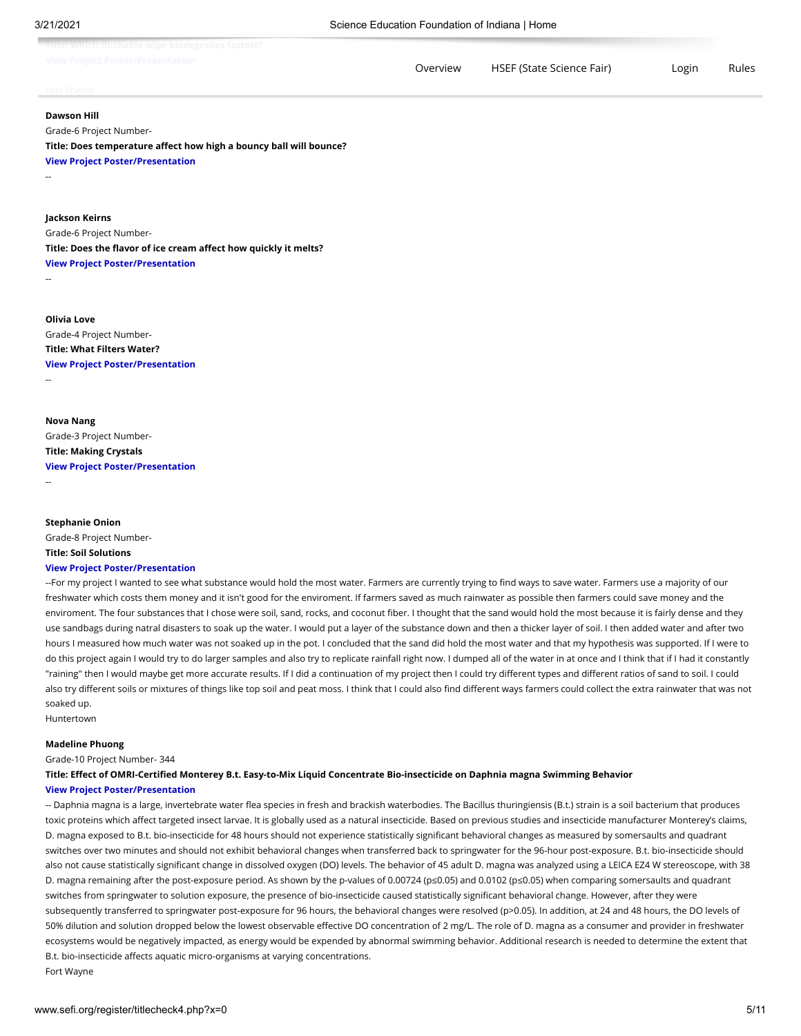**Title: Which flushable wipe biodegrades fastest?**

**View Project Poster/Presentation**

--

Fort Wayne

**Dawson Hill**

Grade-6 Project Number-

**Title: Does temperature affect how high a bouncy ball will bounce?**

**View Project Poster/Presentation**

--

**Jackson Keirns**

Grade-6 Project Number-

**Title: Does the flavor of ice cream affect how quickly it melts?**

**View Project Poster/Presentation**

--

**Olivia Love**

Grade-4 Project Number-

**Title: What Filters Water?**

**View Project Poster/Presentation**

--

**Nova Nang**

Grade-3 Project Number-

**Title: Making Crystals**

**View Project Poster/Presentation**

--

**Stephanie Onion**

Grade-8 Project Number-

**Title: Soil Solutions**

**View Project Poster/Presentation**

--For my project I wanted to see what substance would hold the most water. Farmers are currently trying to find ways to save water. Farmers use a majority of our freshwater which costs them money and it isn't good for the enviroment. If farmers saved as much rainwater as possible then farmers could save money and the enviroment. The four substances that I chose were soil, sand, rocks, and coconut fiber. I thought that the sand would hold the most because it is fairly dense and they use sandbags during natral disasters to soak up the water. I would put a layer of the substance down and then a thicker layer of soil. I then added water and after two hours I measured how much water was not soaked up in the pot. I concluded that the sand did hold the most water and that my hypothesis was supported. If I were to do this project again I would try to do larger samples and also try to replicate rainfall right now. I dumped all of the water in at once and I think that if I had it constantly "raining" then I would maybe get more accurate results. If I did a continuation of my project then I could try different types and different ratios of sand to soil. I could also try different soils or mixtures of things like top soil and peat moss. I think that I could also find different ways farmers could collect the extra rainwater that was not soaked up.

Huntertown

**Madeline Phuong**

Grade-10 Project Number- 344

**Title: Effect of OMRI-Certified Monterey B.t. Easy-to-Mix Liquid Concentrate Bio-insecticide on Daphnia magna Swimming Behavior**

**View Project Poster/Presentation**

-- Daphnia magna is a large, invertebrate water flea species in fresh and brackish waterbodies. The Bacillus thuringiensis (B.t.) strain is a soil bacterium that produces toxic proteins which affect targeted insect larvae. It is globally used as a natural insecticide. Based on previous studies and insecticide manufacturer Monterey's claims, D. magna exposed to B.t. bio-insecticide for 48 hours should not experience statistically significant behavioral changes as measured by somersaults and quadrant switches over two minutes and should not exhibit behavioral changes when transferred back to springwater for the 96-hour post-exposure. B.t. bio-insecticide should also not cause statistically significant change in dissolved oxygen (DO) levels. The behavior of 45 adult D. magna was analyzed using a LEICA EZ4 W stereoscope, with 38 D. magna remaining after the post-exposure period. As shown by the p-values of 0.00724 ($p \leq 0.05$) and 0.0102 ($p \leq 0.05$) when comparing somersaults and quadrant switches from springwater to solution exposure, the presence of bio-insecticide caused statistically significant behavioral change. However, after they were subsequently transferred to springwater post-exposure for 96 hours, the behavioral changes were resolved ($p > 0.05$). In addition, at 24 and 48 hours, the DO levels of 50% dilution and solution dropped below the lowest observable effective DO concentration of 2 mg/L. The role of D. magna as a consumer and provider in freshwater ecosystems would be negatively impacted, as energy would be expended by abnormal swimming behavior. Additional research is needed to determine the extent that B.t. bio-insecticide affects aquatic micro-organisms at varying concentrations.

Fort Wayne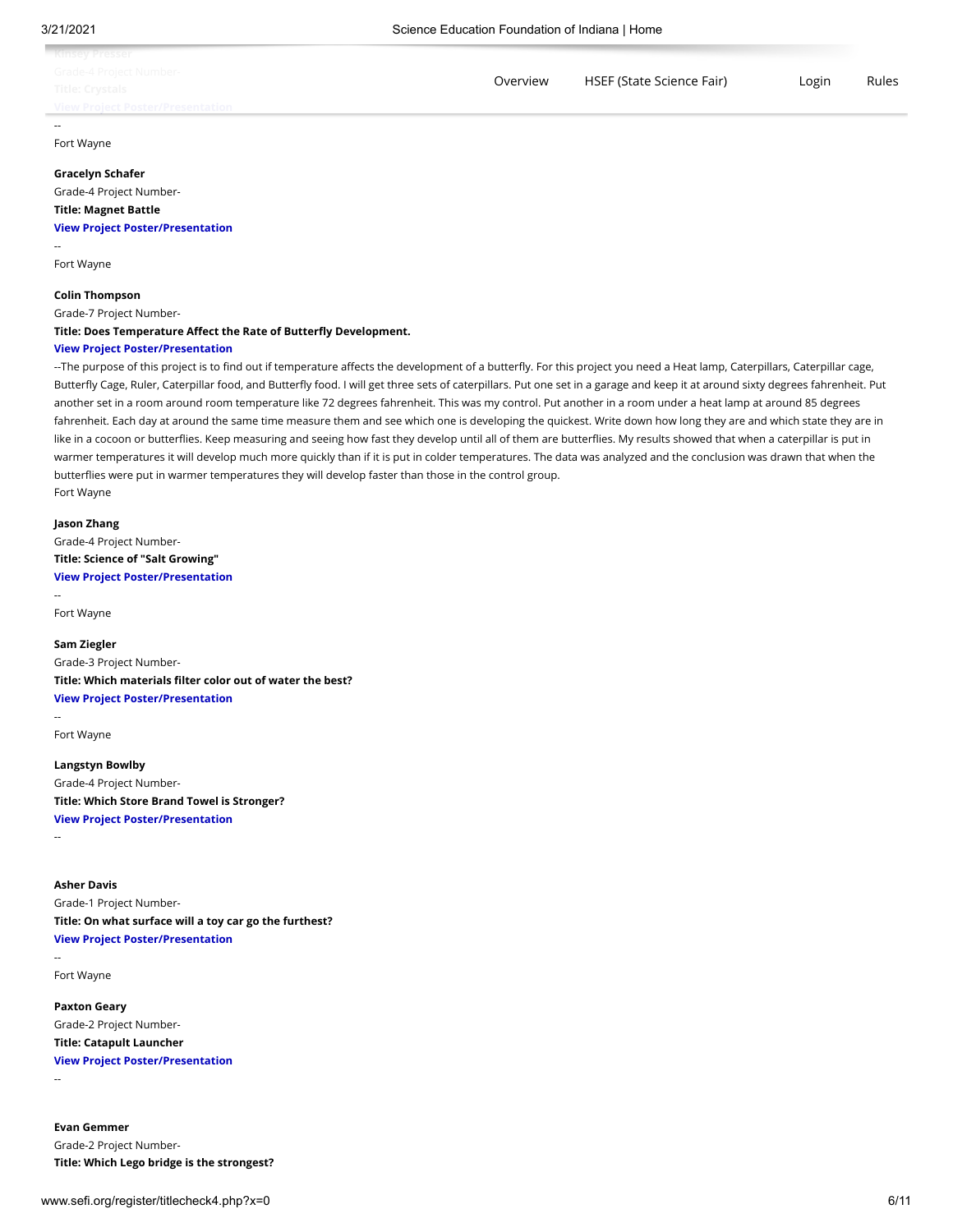Kinsey Presser
Grade-4 Project Number-
Title: Crystals
View Project Poster/Presentation

--
Fort Wayne

**Gracelyn Schafer**
Grade-4 Project Number-
**Title: Magnet Battle**
**View Project Poster/Presentation**
--
Fort Wayne

**Colin Thompson**
Grade-7 Project Number-
**Title: Does Temperature Affect the Rate of Butterfly Development.**
**View Project Poster/Presentation**
--The purpose of this project is to find out if temperature affects the development of a butterfly. For this project you need a Heat lamp, Caterpillars, Caterpillar cage, Butterfly Cage, Ruler, Caterpillar food, and Butterfly food. I will get three sets of caterpillars. Put one set in a garage and keep it at around sixty degrees fahrenheit. Put another set in a room around room temperature like 72 degrees fahrenheit. This was my control. Put another in a room under a heat lamp at around 85 degrees fahrenheit. Each day at around the same time measure them and see which one is developing the quickest. Write down how long they are and which state they are in like in a cocoon or butterflies. Keep measuring and seeing how fast they develop until all of them are butterflies. My results showed that when a caterpillar is put in warmer temperatures it will develop much more quickly than if it is put in colder temperatures. The data was analyzed and the conclusion was drawn that when the butterflies were put in warmer temperatures they will develop faster than those in the control group.
Fort Wayne

**Jason Zhang**
Grade-4 Project Number-
**Title: Science of "Salt Growing"**
**View Project Poster/Presentation**
--
Fort Wayne

**Sam Ziegler**
Grade-3 Project Number-
**Title: Which materials filter color out of water the best?**
**View Project Poster/Presentation**
--
Fort Wayne

**Langstyn Bowlby**
Grade-4 Project Number-
**Title: Which Store Brand Towel is Stronger?**
**View Project Poster/Presentation**
--

**Asher Davis**
Grade-1 Project Number-
**Title: On what surface will a toy car go the furthest?**
**View Project Poster/Presentation**
--
Fort Wayne

**Paxton Geary**
Grade-2 Project Number-
**Title: Catapult Launcher**
**View Project Poster/Presentation**
--

**Evan Gemmer**
Grade-2 Project Number-
**Title: Which Lego bridge is the strongest?**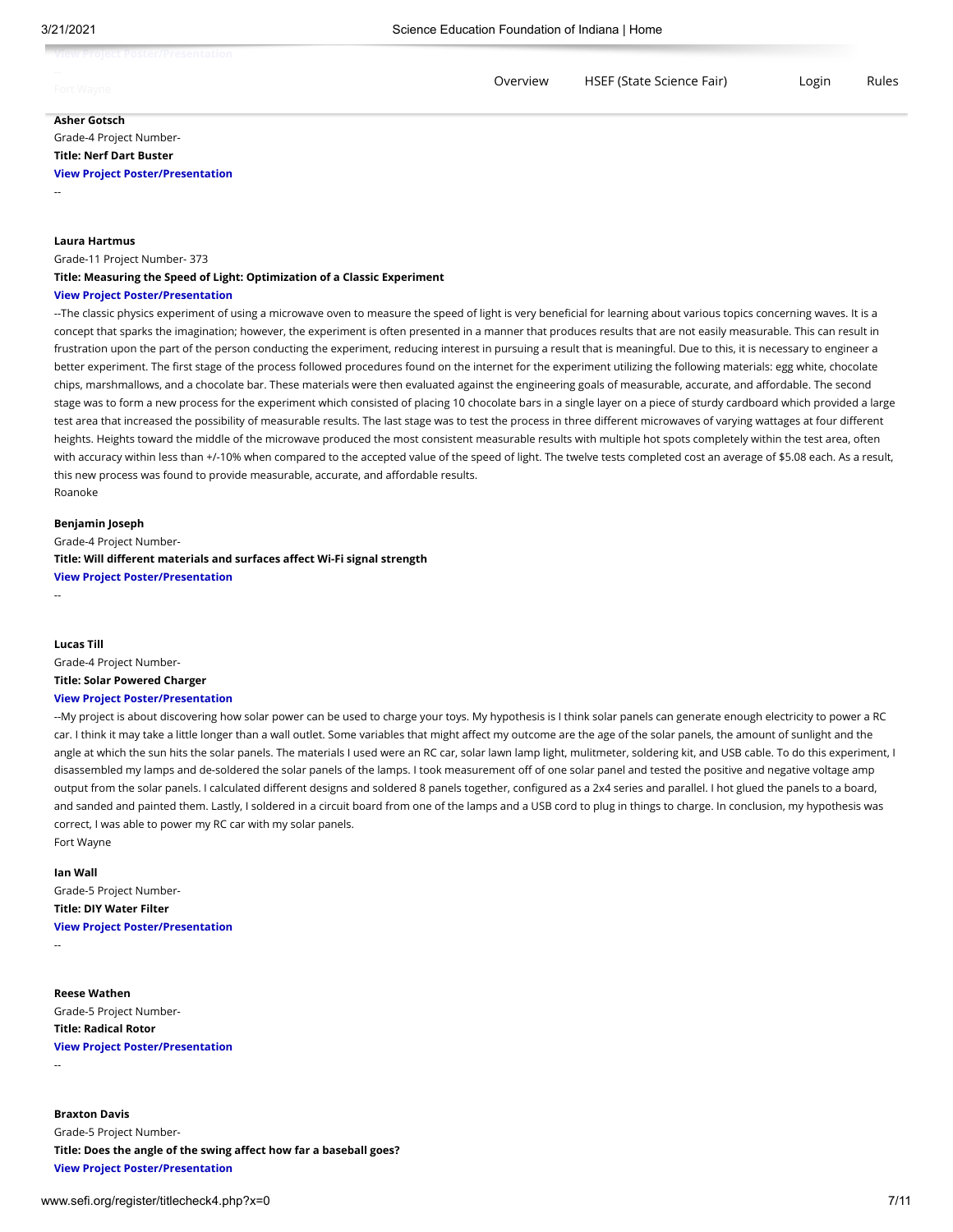**Asher Gotsch**

Grade-4 Project Number-

**Title: Nerf Dart Buster**

**View Project Poster/Presentation**

--

**Laura Hartmus**

Grade-11 Project Number- 373

**Title: Measuring the Speed of Light: Optimization of a Classic Experiment**

**View Project Poster/Presentation**

--The classic physics experiment of using a microwave oven to measure the speed of light is very beneficial for learning about various topics concerning waves. It is a concept that sparks the imagination; however, the experiment is often presented in a manner that produces results that are not easily measurable. This can result in frustration upon the part of the person conducting the experiment, reducing interest in pursuing a result that is meaningful. Due to this, it is necessary to engineer a better experiment. The first stage of the process followed procedures found on the internet for the experiment utilizing the following materials: egg white, chocolate chips, marshmallows, and a chocolate bar. These materials were then evaluated against the engineering goals of measurable, accurate, and affordable. The second stage was to form a new process for the experiment which consisted of placing 10 chocolate bars in a single layer on a piece of sturdy cardboard which provided a large test area that increased the possibility of measurable results. The last stage was to test the process in three different microwaves of varying wattages at four different heights. Heights toward the middle of the microwave produced the most consistent measurable results with multiple hot spots completely within the test area, often with accuracy within less than +/-10% when compared to the accepted value of the speed of light. The twelve tests completed cost an average of $5.08 each. As a result, this new process was found to provide measurable, accurate, and affordable results.

Roanoke

**Benjamin Joseph**

Grade-4 Project Number-

**Title: Will different materials and surfaces affect Wi-Fi signal strength**

**View Project Poster/Presentation**

--

**Lucas Till**

Grade-4 Project Number-

**Title: Solar Powered Charger**

**View Project Poster/Presentation**

--My project is about discovering how solar power can be used to charge your toys. My hypothesis is I think solar panels can generate enough electricity to power a RC car. I think it may take a little longer than a wall outlet. Some variables that might affect my outcome are the age of the solar panels, the amount of sunlight and the angle at which the sun hits the solar panels. The materials I used were an RC car, solar lawn lamp light, mulitmeter, soldering kit, and USB cable. To do this experiment, I disassembled my lamps and de-soldered the solar panels of the lamps. I took measurement off of one solar panel and tested the positive and negative voltage amp output from the solar panels. I calculated different designs and soldered 8 panels together, configured as a 2x4 series and parallel. I hot glued the panels to a board, and sanded and painted them. Lastly, I soldered in a circuit board from one of the lamps and a USB cord to plug in things to charge. In conclusion, my hypothesis was correct, I was able to power my RC car with my solar panels.

Fort Wayne

**Ian Wall**

Grade-5 Project Number-

**Title: DIY Water Filter**

**View Project Poster/Presentation**

--

**Reese Wathen**

Grade-5 Project Number-

**Title: Radical Rotor**

**View Project Poster/Presentation**

--

**Braxton Davis**

Grade-5 Project Number-

**Title: Does the angle of the swing affect how far a baseball goes?**

**View Project Poster/Presentation**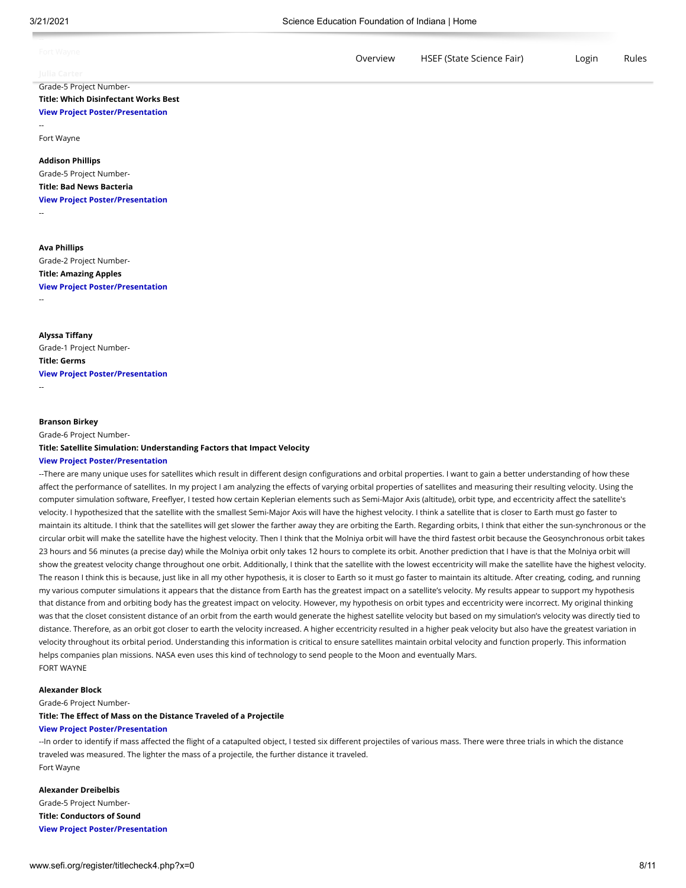Fort Wayne

**Julia Carter**
Grade-5 Project Number-
**Title: Which Disinfectant Works Best**
**View Project Poster/Presentation**
--
Fort Wayne

**Addison Phillips**
Grade-5 Project Number-
**Title: Bad News Bacteria**
**View Project Poster/Presentation**
--

**Ava Phillips**
Grade-2 Project Number-
**Title: Amazing Apples**
**View Project Poster/Presentation**
--

**Alyssa Tiffany**
Grade-1 Project Number-
**Title: Germs**
**View Project Poster/Presentation**
--

**Branson Birkey**
Grade-6 Project Number-
**Title: Satellite Simulation: Understanding Factors that Impact Velocity**
**View Project Poster/Presentation**
--There are many unique uses for satellites which result in different design configurations and orbital properties. I want to gain a better understanding of how these affect the performance of satellites. In my project I am analyzing the effects of varying orbital properties of satellites and measuring their resulting velocity. Using the computer simulation software, Freeflyer, I tested how certain Keplerian elements such as Semi-Major Axis (altitude), orbit type, and eccentricity affect the satellite's velocity. I hypothesized that the satellite with the smallest Semi-Major Axis will have the highest velocity. I think a satellite that is closer to Earth must go faster to maintain its altitude. I think that the satellites will get slower the farther away they are orbiting the Earth. Regarding orbits, I think that either the sun-synchronous or the circular orbit will make the satellite have the highest velocity. Then I think that the Molniya orbit will have the third fastest orbit because the Geosynchronous orbit takes 23 hours and 56 minutes (a precise day) while the Molniya orbit only takes 12 hours to complete its orbit. Another prediction that I have is that the Molniya orbit will show the greatest velocity change throughout one orbit. Additionally, I think that the satellite with the lowest eccentricity will make the satellite have the highest velocity. The reason I think this is because, just like in all my other hypothesis, it is closer to Earth so it must go faster to maintain its altitude. After creating, coding, and running my various computer simulations it appears that the distance from Earth has the greatest impact on a satellite's velocity. My results appear to support my hypothesis that distance from and orbiting body has the greatest impact on velocity. However, my hypothesis on orbit types and eccentricity were incorrect. My original thinking was that the closet consistent distance of an orbit from the earth would generate the highest satellite velocity but based on my simulation's velocity was directly tied to distance. Therefore, as an orbit got closer to earth the velocity increased. A higher eccentricity resulted in a higher peak velocity but also have the greatest variation in velocity throughout its orbital period. Understanding this information is critical to ensure satellites maintain orbital velocity and function properly. This information helps companies plan missions. NASA even uses this kind of technology to send people to the Moon and eventually Mars.
FORT WAYNE

**Alexander Block**
Grade-6 Project Number-
**Title: The Effect of Mass on the Distance Traveled of a Projectile**
**View Project Poster/Presentation**
--In order to identify if mass affected the flight of a catapulted object, I tested six different projectiles of various mass. There were three trials in which the distance traveled was measured. The lighter the mass of a projectile, the further distance it traveled.
Fort Wayne

**Alexander Dreibelbis**
Grade-5 Project Number-
**Title: Conductors of Sound**
**View Project Poster/Presentation**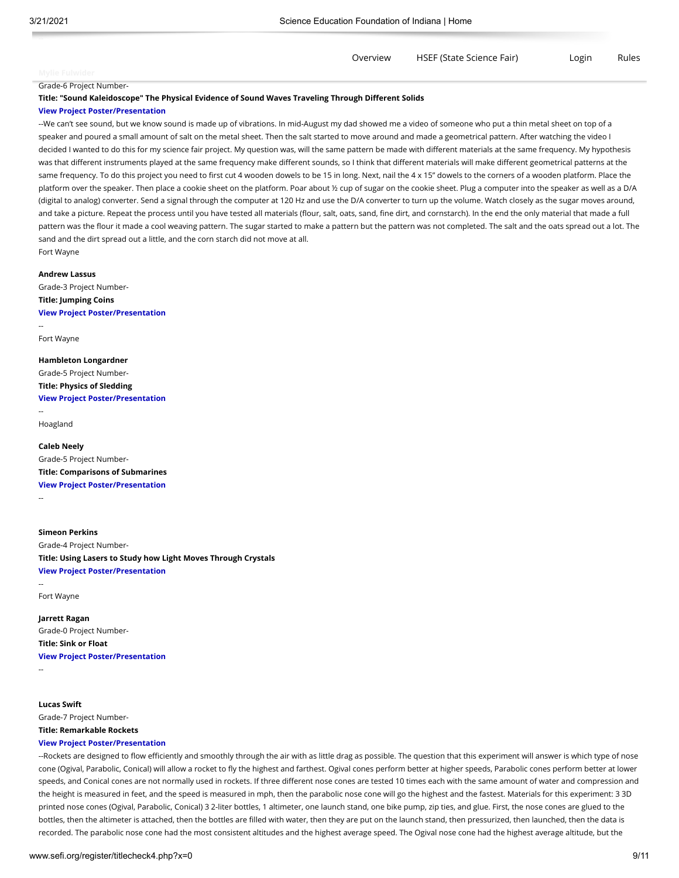Mylie Fulwider

Grade-6 Project Number-

**Title: "Sound Kaleidoscope" The Physical Evidence of Sound Waves Traveling Through Different Solids**

**View Project Poster/Presentation**

--We can't see sound, but we know sound is made up of vibrations. In mid-August my dad showed me a video of someone who put a thin metal sheet on top of a speaker and poured a small amount of salt on the metal sheet. Then the salt started to move around and made a geometrical pattern. After watching the video I decided I wanted to do this for my science fair project. My question was, will the same pattern be made with different materials at the same frequency. My hypothesis was that different instruments played at the same frequency make different sounds, so I think that different materials will make different geometrical patterns at the same frequency. To do this project you need to first cut 4 wooden dowels to be 15 in long. Next, nail the 4 x 15" dowels to the corners of a wooden platform. Place the platform over the speaker. Then place a cookie sheet on the platform. Poar about ½ cup of sugar on the cookie sheet. Plug a computer into the speaker as well as a D/A (digital to analog) converter. Send a signal through the computer at 120 Hz and use the D/A converter to turn up the volume. Watch closely as the sugar moves around, and take a picture. Repeat the process until you have tested all materials (flour, salt, oats, sand, fine dirt, and cornstarch). In the end the only material that made a full pattern was the flour it made a cool weaving pattern. The sugar started to make a pattern but the pattern was not completed. The salt and the oats spread out a lot. The sand and the dirt spread out a little, and the corn starch did not move at all.

Fort Wayne

**Andrew Lassus**

Grade-3 Project Number-

**Title: Jumping Coins**

**View Project Poster/Presentation**

--

Fort Wayne

**Hambleton Longardner**

Grade-5 Project Number-

**Title: Physics of Sledding**

**View Project Poster/Presentation**

--

Hoagland

**Caleb Neely**

Grade-5 Project Number-

**Title: Comparisons of Submarines**

**View Project Poster/Presentation**

--

**Simeon Perkins**

Grade-4 Project Number-

**Title: Using Lasers to Study how Light Moves Through Crystals**

**View Project Poster/Presentation**

--

Fort Wayne

**Jarrett Ragan**

Grade-0 Project Number-

**Title: Sink or Float**

**View Project Poster/Presentation**

--

**Lucas Swift**

Grade-7 Project Number-

**Title: Remarkable Rockets**

**View Project Poster/Presentation**

--Rockets are designed to flow efficiently and smoothly through the air with as little drag as possible. The question that this experiment will answer is which type of nose cone (Ogival, Parabolic, Conical) will allow a rocket to fly the highest and farthest. Ogival cones perform better at higher speeds, Parabolic cones perform better at lower speeds, and Conical cones are not normally used in rockets. If three different nose cones are tested 10 times each with the same amount of water and compression and the height is measured in feet, and the speed is measured in mph, then the parabolic nose cone will go the highest and the fastest. Materials for this experiment: 3 3D printed nose cones (Ogival, Parabolic, Conical) 3 2-liter bottles, 1 altimeter, one launch stand, one bike pump, zip ties, and glue. First, the nose cones are glued to the bottles, then the altimeter is attached, then the bottles are filled with water, then they are put on the launch stand, then pressurized, then launched, then the data is recorded. The parabolic nose cone had the most consistent altitudes and the highest average speed. The Ogival nose cone had the highest average altitude, but the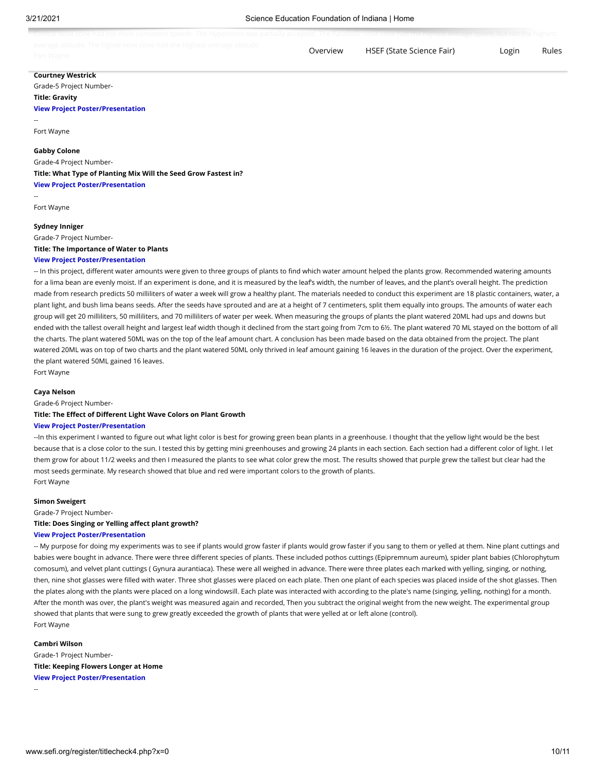Conical nose cone had the most consistent speeds. The Hypothesis was partially accepted. The Parabolic nose cone had the highest average speed, but not the highest average altitude. The Ogival nose cone had the Highest average altitude.
Fort Wayne

**Courtney Westrick**
Grade-5 Project Number-
**Title: Gravity**
**View Project Poster/Presentation**
--
Fort Wayne

**Gabby Colone**
Grade-4 Project Number-
**Title: What Type of Planting Mix Will the Seed Grow Fastest in?**
**View Project Poster/Presentation**
--
Fort Wayne

**Sydney Inniger**
Grade-7 Project Number-
**Title: The Importance of Water to Plants**
**View Project Poster/Presentation**
-- In this project, different water amounts were given to three groups of plants to find which water amount helped the plants grow. Recommended watering amounts for a lima bean are evenly moist. If an experiment is done, and it is measured by the leaf's width, the number of leaves, and the plant's overall height. The prediction made from research predicts 50 milliliters of water a week will grow a healthy plant. The materials needed to conduct this experiment are 18 plastic containers, water, a plant light, and bush lima beans seeds. After the seeds have sprouted and are at a height of 7 centimeters, split them equally into groups. The amounts of water each group will get 20 milliliters, 50 milliliters, and 70 milliliters of water per week. When measuring the groups of plants the plant watered 20ML had ups and downs but ended with the tallest overall height and largest leaf width though it declined from the start going from 7cm to 6½. The plant watered 70 ML stayed on the bottom of all the charts. The plant watered 50ML was on the top of the leaf amount chart. A conclusion has been made based on the data obtained from the project. The plant watered 20ML was on top of two charts and the plant watered 50ML only thrived in leaf amount gaining 16 leaves in the duration of the project. Over the experiment, the plant watered 50ML gained 16 leaves.
Fort Wayne

**Caya Nelson**
Grade-6 Project Number-
**Title: The Effect of Different Light Wave Colors on Plant Growth**
**View Project Poster/Presentation**
--In this experiment I wanted to figure out what light color is best for growing green bean plants in a greenhouse. I thought that the yellow light would be the best because that is a close color to the sun. I tested this by getting mini greenhouses and growing 24 plants in each section. Each section had a different color of light. I let them grow for about 11/2 weeks and then I measured the plants to see what color grew the most. The results showed that purple grew the tallest but clear had the most seeds germinate. My research showed that blue and red were important colors to the growth of plants.
Fort Wayne

**Simon Sweigert**
Grade-7 Project Number-
**Title: Does Singing or Yelling affect plant growth?**
**View Project Poster/Presentation**
-- My purpose for doing my experiments was to see if plants would grow faster if plants would grow faster if you sang to them or yelled at them. Nine plant cuttings and babies were bought in advance. There were three different species of plants. These included pothos cuttings (Epipremnum aureum), spider plant babies (Chlorophytum comosum), and velvet plant cuttings ( Gynura aurantiaca). These were all weighed in advance. There were three plates each marked with yelling, singing, or nothing, then, nine shot glasses were filled with water. Three shot glasses were placed on each plate. Then one plant of each species was placed inside of the shot glasses. Then the plates along with the plants were placed on a long windowsill. Each plate was interacted with according to the plate's name (singing, yelling, nothing) for a month. After the month was over, the plant's weight was measured again and recorded, Then you subtract the original weight from the new weight. The experimental group showed that plants that were sung to grew greatly exceeded the growth of plants that were yelled at or left alone (control).
Fort Wayne

**Cambri Wilson**
Grade-1 Project Number-
**Title: Keeping Flowers Longer at Home**
**View Project Poster/Presentation**
--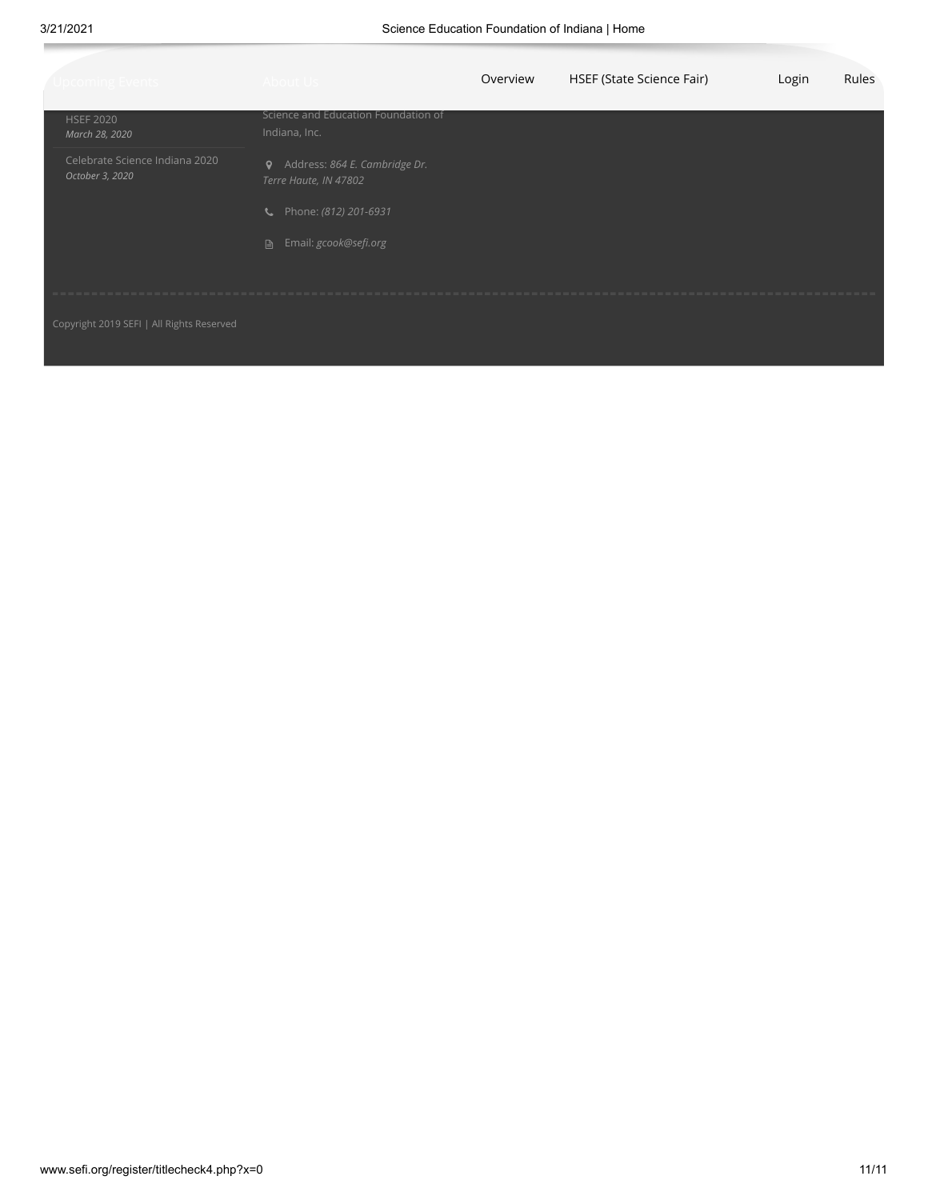Overview HSEF (State Science Fair) Login Rules

## Upcoming Events

HSEF 2020
*March 28, 2020*

Celebrate Science Indiana 2020
*October 3, 2020*

## About Us

Science and Education Foundation of Indiana, Inc.

Address: *864 E. Cambridge Dr. Terre Haute, IN 47802*

Phone: *(812) 201-6931*

Email: *gcook@sefi.org*

Copyright 2019 SEFI | All Rights Reserved